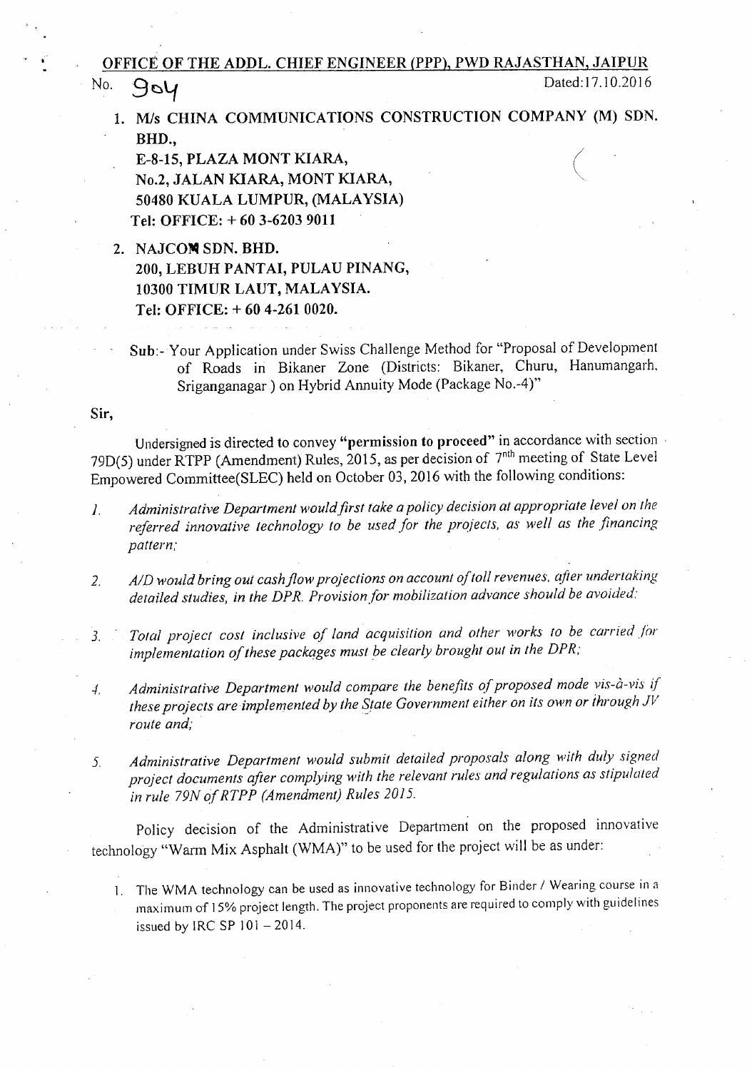**OFFICE OF THE ADDL. CHIEF ENGINEER (PPP), PWD RAJASTHAN, JAIPUR**

No. 904 Dated:17.10.2016

1. **M/s CHINA COMMUNICATIONS CONSTRUCTION COMPANY (M) SDN. BHD.,**
   **E-8-15, PLAZA MONT KIARA,**
   **No.2, JALAN KIARA, MONT KIARA,**
   **50480 KUALA LUMPUR, (MALAYSIA)**
   **Tel: OFFICE: + 60 3-6203 9011**

2. **NAJCOM SDN. BHD.**
   **200, LEBUH PANTAI, PULAU PINANG,**
   **10300 TIMUR LAUT, MALAYSIA.**
   **Tel: OFFICE: + 60 4-261 0020.**

**Sub**:- Your Application under Swiss Challenge Method for "Proposal of Development of Roads in Bikaner Zone (Districts: Bikaner, Churu, Hanumangarh, Sriganganagar ) on Hybrid Annuity Mode (Package No.-4)"

**Sir,**

Undersigned is directed to convey **"permission to proceed"** in accordance with section 79D(5) under RTPP (Amendment) Rules, 2015, as per decision of 7nth meeting of State Level Empowered Committee(SLEC) held on October 03, 2016 with the following conditions:

1. *Administrative Department would first take a policy decision at appropriate level on the referred innovative technology to be used for the projects, as well as the financing pattern;*
2. *A/D would bring out cash flow projections on account of toll revenues, after undertaking detailed studies, in the DPR. Provision for mobilization advance should be avoided;*
3. *Total project cost inclusive of land acquisition and other works to be carried for implementation of these packages must be clearly brought out in the DPR;*
4. *Administrative Department would compare the benefits of proposed mode vis-à-vis if these projects are implemented by the State Government either on its own or through JV route and;*
5. *Administrative Department would submit detailed proposals along with duly signed project documents after complying with the relevant rules and regulations as stipulated in rule 79N of RTPP (Amendment) Rules 2015.*

Policy decision of the Administrative Department on the proposed innovative technology "Warm Mix Asphalt (WMA)" to be used for the project will be as under:

1. The WMA technology can be used as innovative technology for Binder / Wearing course in a maximum of 15% project length. The project proponents are required to comply with guidelines issued by IRC SP 101 – 2014.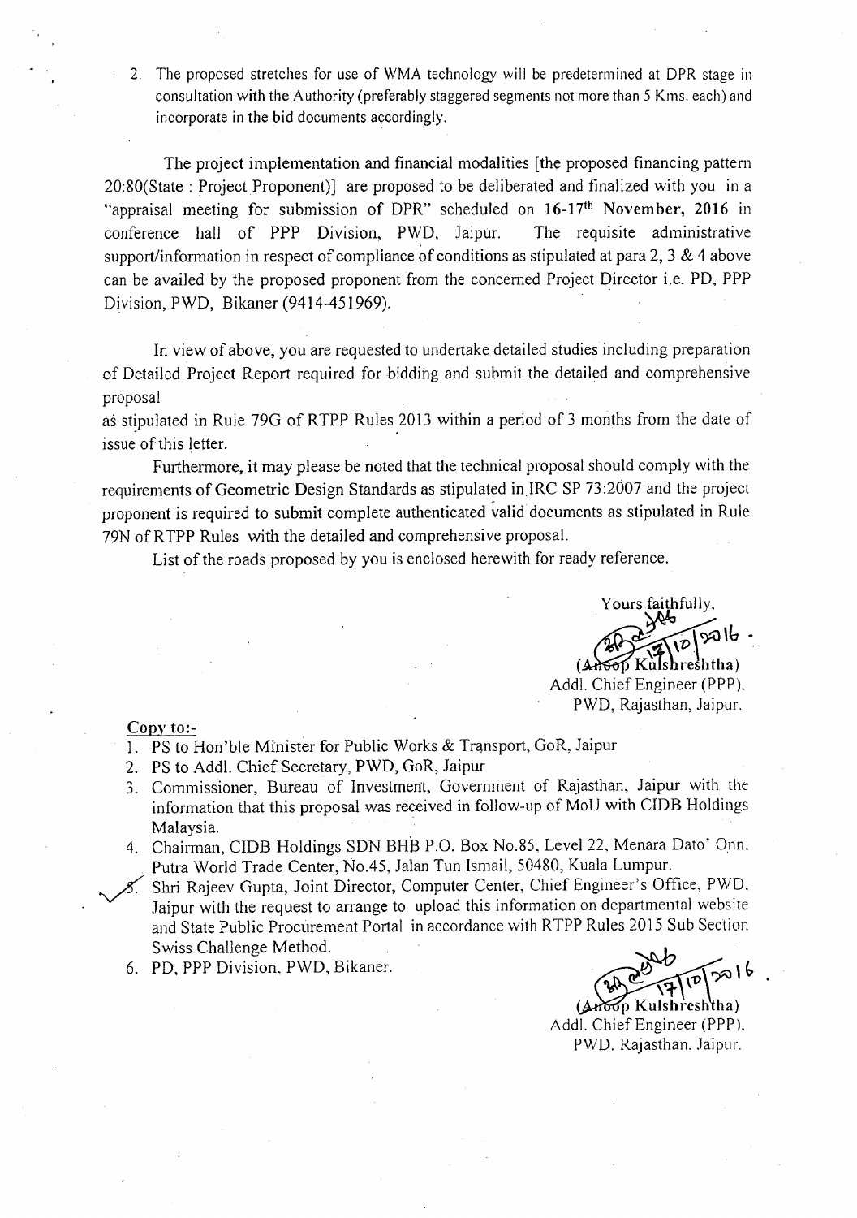2. The proposed stretches for use of WMA technology will be predetermined at DPR stage in consultation with the Authority (preferably staggered segments not more than 5 Kms. each) and incorporate in the bid documents accordingly.

The project implementation and financial modalities [the proposed financing pattern 20:80(State : Project Proponent)] are proposed to be deliberated and finalized with you in a "appraisal meeting for submission of DPR" scheduled on **16-17th November, 2016** in conference hall of PPP Division, PWD, Jaipur. The requisite administrative support/information in respect of compliance of conditions as stipulated at para 2, 3 & 4 above can be availed by the proposed proponent from the concerned Project Director i.e. PD, PPP Division, PWD, Bikaner (9414-451969).

In view of above, you are requested to undertake detailed studies including preparation of Detailed Project Report required for bidding and submit the detailed and comprehensive proposal as stipulated in Rule 79G of RTPP Rules 2013 within a period of 3 months from the date of issue of this letter.

Furthermore, it may please be noted that the technical proposal should comply with the requirements of Geometric Design Standards as stipulated in IRC SP 73:2007 and the project proponent is required to submit complete authenticated valid documents as stipulated in Rule 79N of RTPP Rules with the detailed and comprehensive proposal.

List of the roads proposed by you is enclosed herewith for ready reference.

Yours faithfully,

17/10/2016

(Anoop Kulshreshtha)
Addl. Chief Engineer (PPP),
PWD, Rajasthan, Jaipur.

**Copy to:-**

1. PS to Hon'ble Minister for Public Works & Transport, GoR, Jaipur
2. PS to Addl. Chief Secretary, PWD, GoR, Jaipur
3. Commissioner, Bureau of Investment, Government of Rajasthan, Jaipur with the information that this proposal was received in follow-up of MoU with CIDB Holdings Malaysia.
4. Chairman, CIDB Holdings SDN BHB P.O. Box No.85, Level 22, Menara Dato' Onn, Putra World Trade Center, No.45, Jalan Tun Ismail, 50480, Kuala Lumpur.
5. Shri Rajeev Gupta, Joint Director, Computer Center, Chief Engineer's Office, PWD, Jaipur with the request to arrange to upload this information on departmental website and State Public Procurement Portal in accordance with RTPP Rules 2015 Sub Section Swiss Challenge Method.
6. PD, PPP Division, PWD, Bikaner.

17/10/2016

(Anoop Kulshreshtha)
Addl. Chief Engineer (PPP),
PWD, Rajasthan, Jaipur.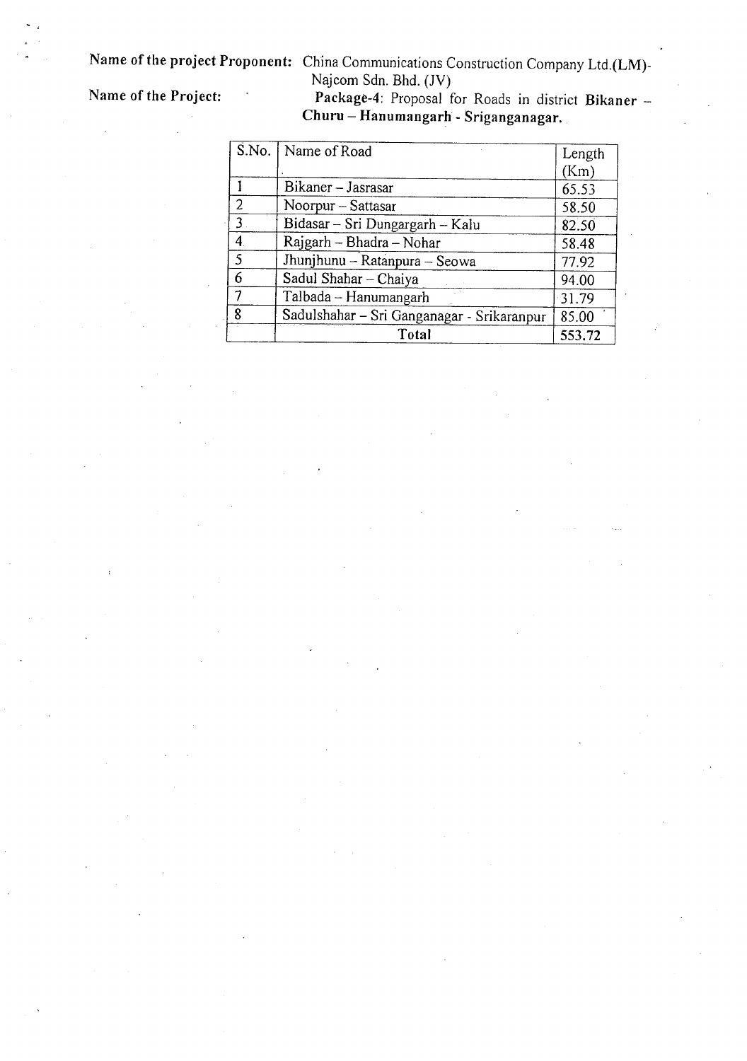**Name of the project Proponent:** China Communications Construction Company Ltd.**(LM)**-Najcom Sdn. Bhd. (JV)

**Name of the Project:** **Package-4**: Proposal for Roads in district **Bikaner – Churu – Hanumangarh - Sriganganagar.**

| S.No. | Name of Road | Length (Km) |
|---|---|---|
| 1 | Bikaner – Jasrasar | 65.53 |
| 2 | Noorpur – Sattasar | 58.50 |
| 3 | Bidasar – Sri Dungargarh – Kalu | 82.50 |
| 4 | Rajgarh – Bhadra – Nohar | 58.48 |
| 5 | Jhunjhunu – Ratanpura – Seowa | 77.92 |
| 6 | Sadul Shahar – Chaiya | 94.00 |
| 7 | Talbada – Hanumangarh | 31.79 |
| 8 | Sadulshahar – Sri Ganganagar - Srikaranpur | 85.00 |
| | **Total** | 553.72 |